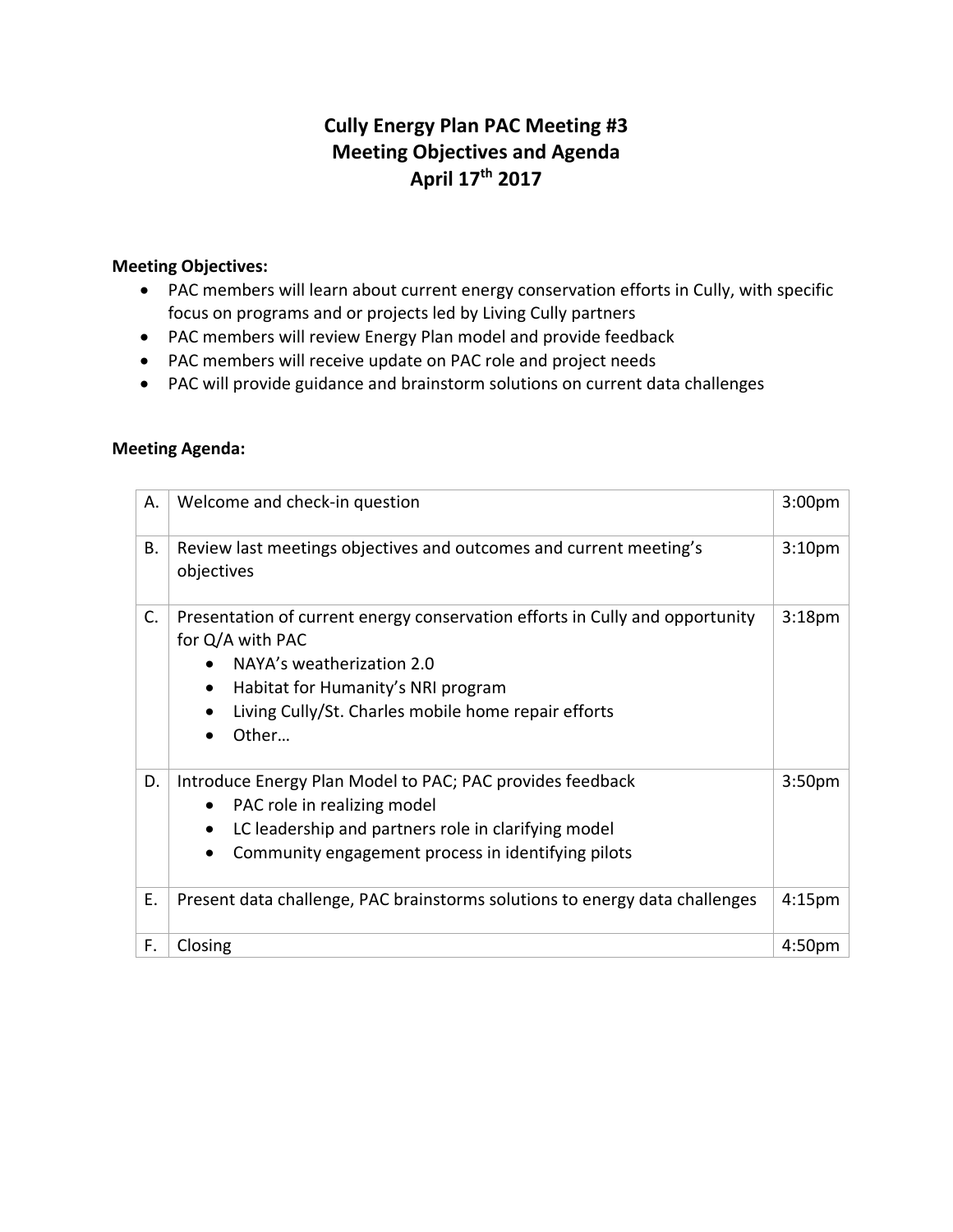# Cully Energy Plan PAC Meeting #3
# Meeting Objectives and Agenda
# April 17th 2017

**Meeting Objectives:**

- PAC members will learn about current energy conservation efforts in Cully, with specific focus on programs and or projects led by Living Cully partners
- PAC members will review Energy Plan model and provide feedback
- PAC members will receive update on PAC role and project needs
- PAC will provide guidance and brainstorm solutions on current data challenges

**Meeting Agenda:**

| | | |
|---|---|---|
| A. | Welcome and check-in question | 3:00pm |
| B. | Review last meetings objectives and outcomes and current meeting's objectives | 3:10pm |
| C. | Presentation of current energy conservation efforts in Cully and opportunity for Q/A with PAC<br>• NAYA's weatherization 2.0<br>• Habitat for Humanity's NRI program<br>• Living Cully/St. Charles mobile home repair efforts<br>• Other… | 3:18pm |
| D. | Introduce Energy Plan Model to PAC; PAC provides feedback<br>• PAC role in realizing model<br>• LC leadership and partners role in clarifying model<br>• Community engagement process in identifying pilots | 3:50pm |
| E. | Present data challenge, PAC brainstorms solutions to energy data challenges | 4:15pm |
| F. | Closing | 4:50pm |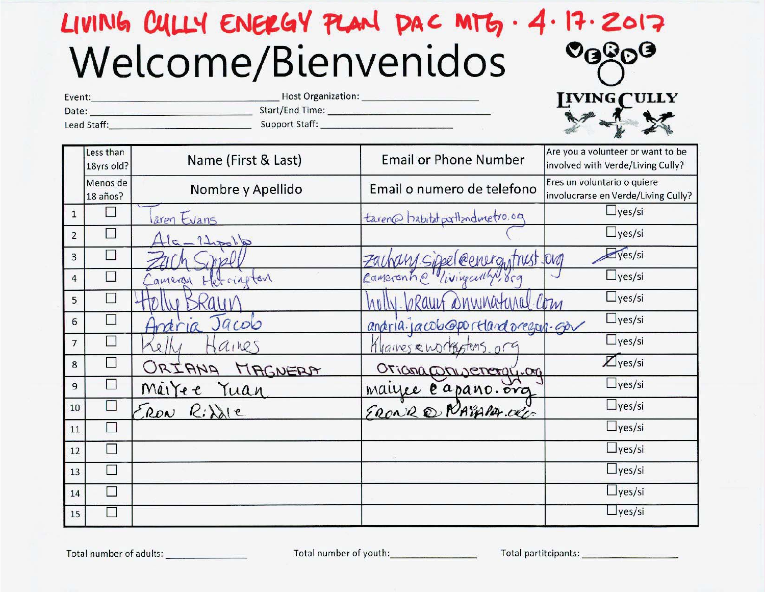# LIVING CULLY ENERGY PLAN PAC MTG · 4·17·2017

# Welcome/Bienvenidos

VERDE

LIVING CULLY

Event: ______________________ Host Organization: ______________________

Date: ______________________ Start/End Time: ______________________

Lead Staff: ______________________ Support Staff: ______________________

| | Less than 18yrs old? / Menos de 18 años? | Name (First & Last) / Nombre y Apellido | Email or Phone Number / Email o numero de telefono | Are you a volunteer or want to be involved with Verde/Living Cully? / Eres un voluntario o quiere involucrarse en Verde/Living Cully? |
|---|---|---|---|---|
| 1 | ☐ | Taren Evans | taren@habitatportlandmetro.org | ☐yes/si |
| 2 | ☐ | Ala-Hapolito | | ☐yes/si |
| 3 | ☐ | Zach Sippel | zachary.sippel@energytrust.org | ☑yes/si |
| 4 | ☐ | Cameron Herrington | cameronh@livingcully.org | ☐yes/si |
| 5 | ☐ | Holly Braun | holly.braun@nwnatural.com | ☐yes/si |
| 6 | ☐ | Andria Jacob | andria.jacob@portlandoregon.gov | ☐yes/si |
| 7 | ☐ | Kelly Haines | Khaines@worksystems.org | ☐yes/si |
| 8 | ☐ | ORIANA MAGNERA | Oriana@nwenergy.org | ☑yes/si |
| 9 | ☐ | Maiyee Yuan | maiyee@apano.org | ☐yes/si |
| 10 | ☐ | ERON Riddle | ERONR@NAYAPDX.org | ☐yes/si |
| 11 | ☐ | | | ☐yes/si |
| 12 | ☐ | | | ☐yes/si |
| 13 | ☐ | | | ☐yes/si |
| 14 | ☐ | | | ☐yes/si |
| 15 | ☐ | | | ☐yes/si |

Total number of adults: ________ Total number of youth: ________ Total partitcipants: ________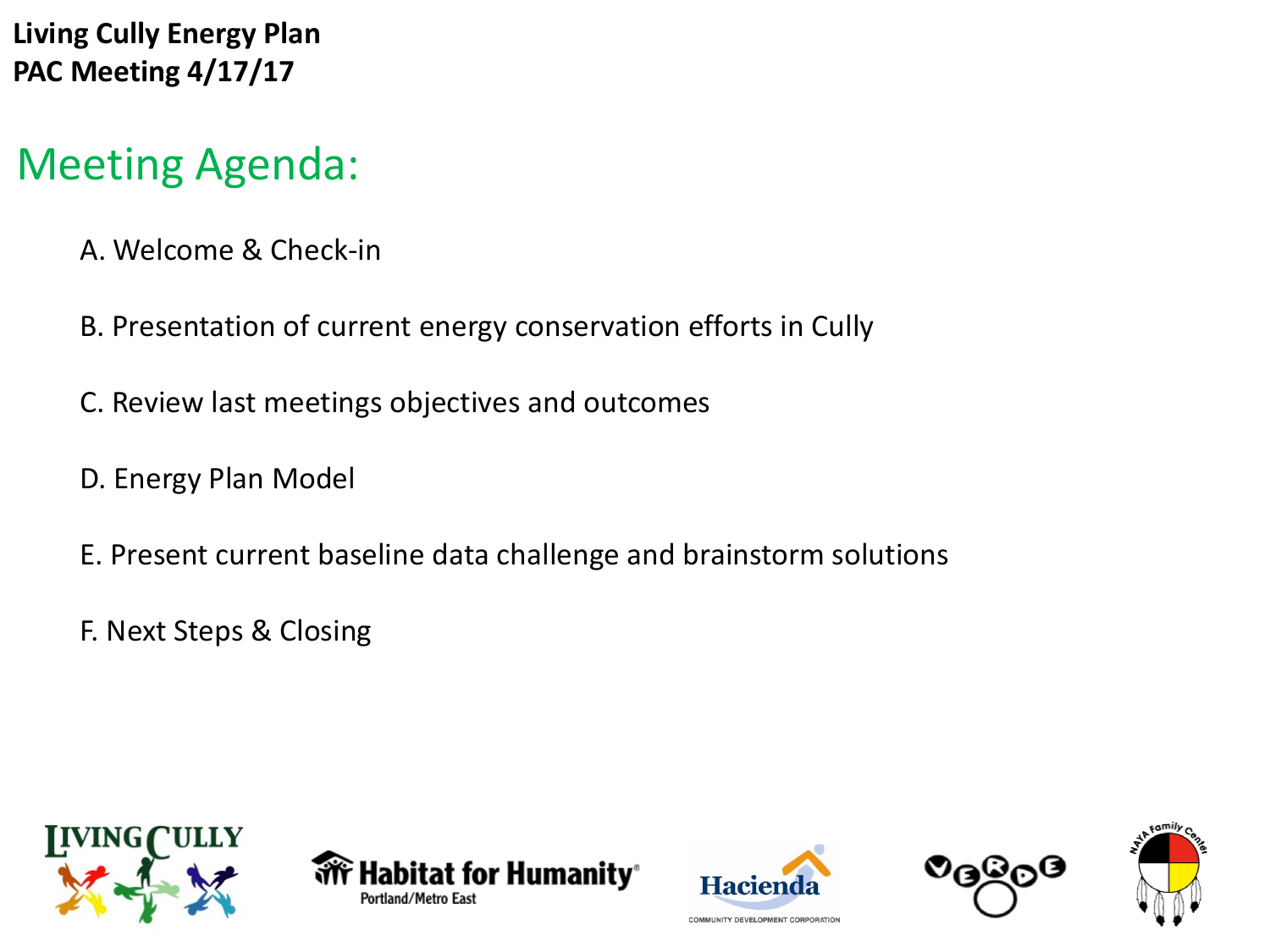**Living Cully Energy Plan**
**PAC Meeting 4/17/17**

# Meeting Agenda:

A. Welcome & Check-in

B. Presentation of current energy conservation efforts in Cully

C. Review last meetings objectives and outcomes

D. Energy Plan Model

E. Present current baseline data challenge and brainstorm solutions

F. Next Steps & Closing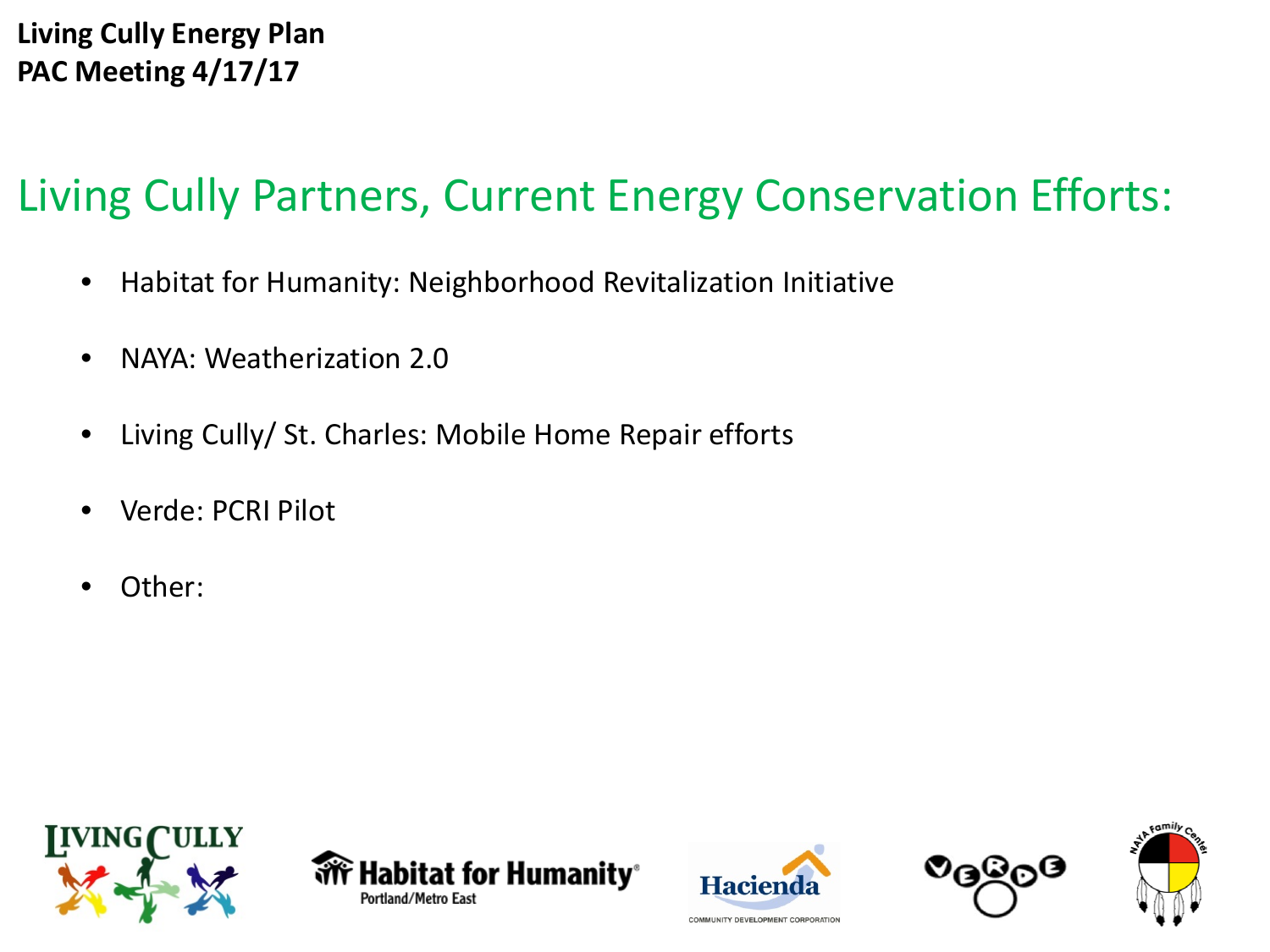**Living Cully Energy Plan**
**PAC Meeting 4/17/17**

## Living Cully Partners, Current Energy Conservation Efforts:

- Habitat for Humanity: Neighborhood Revitalization Initiative
- NAYA: Weatherization 2.0
- Living Cully/ St. Charles: Mobile Home Repair efforts
- Verde: PCRI Pilot
- Other: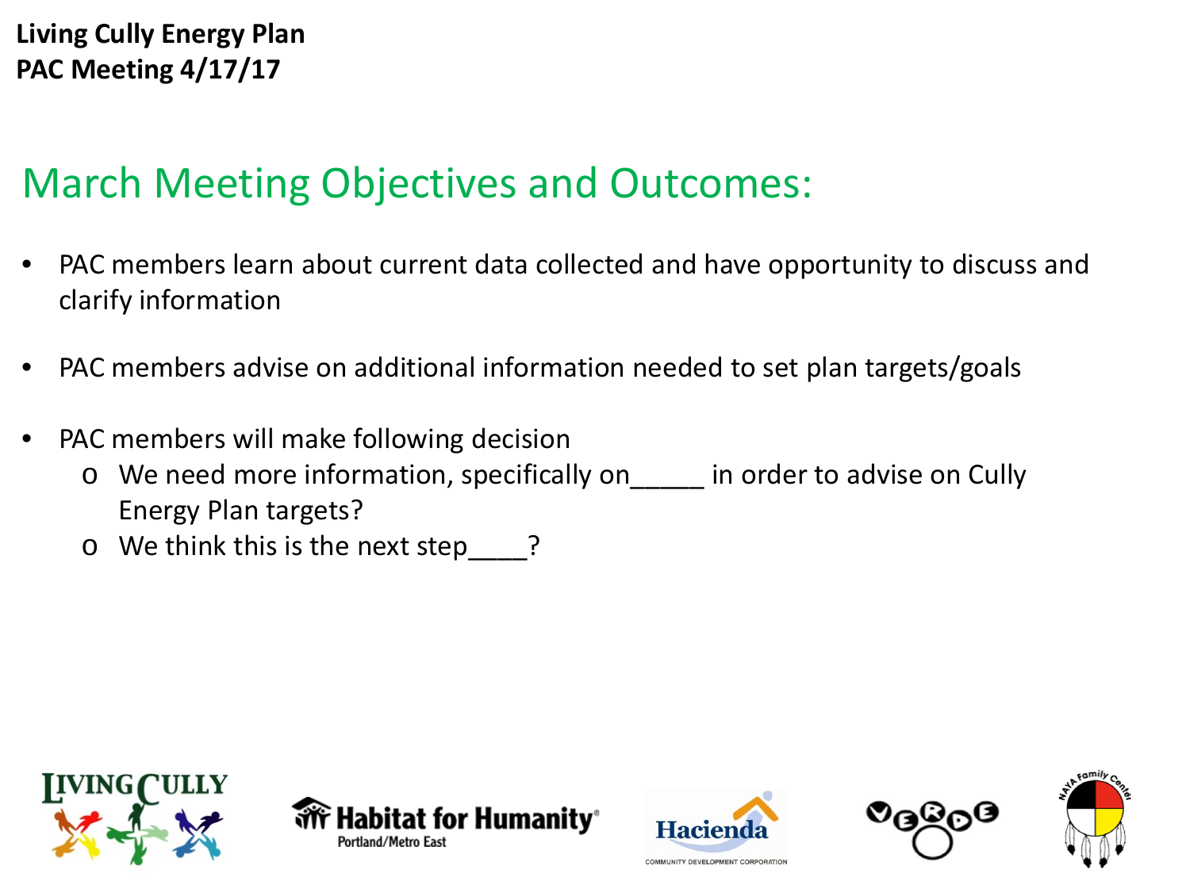**Living Cully Energy Plan**
**PAC Meeting 4/17/17**

## March Meeting Objectives and Outcomes:

- PAC members learn about current data collected and have opportunity to discuss and clarify information
- PAC members advise on additional information needed to set plan targets/goals
- PAC members will make following decision
  - We need more information, specifically on_____ in order to advise on Cully Energy Plan targets?
  - We think this is the next step____?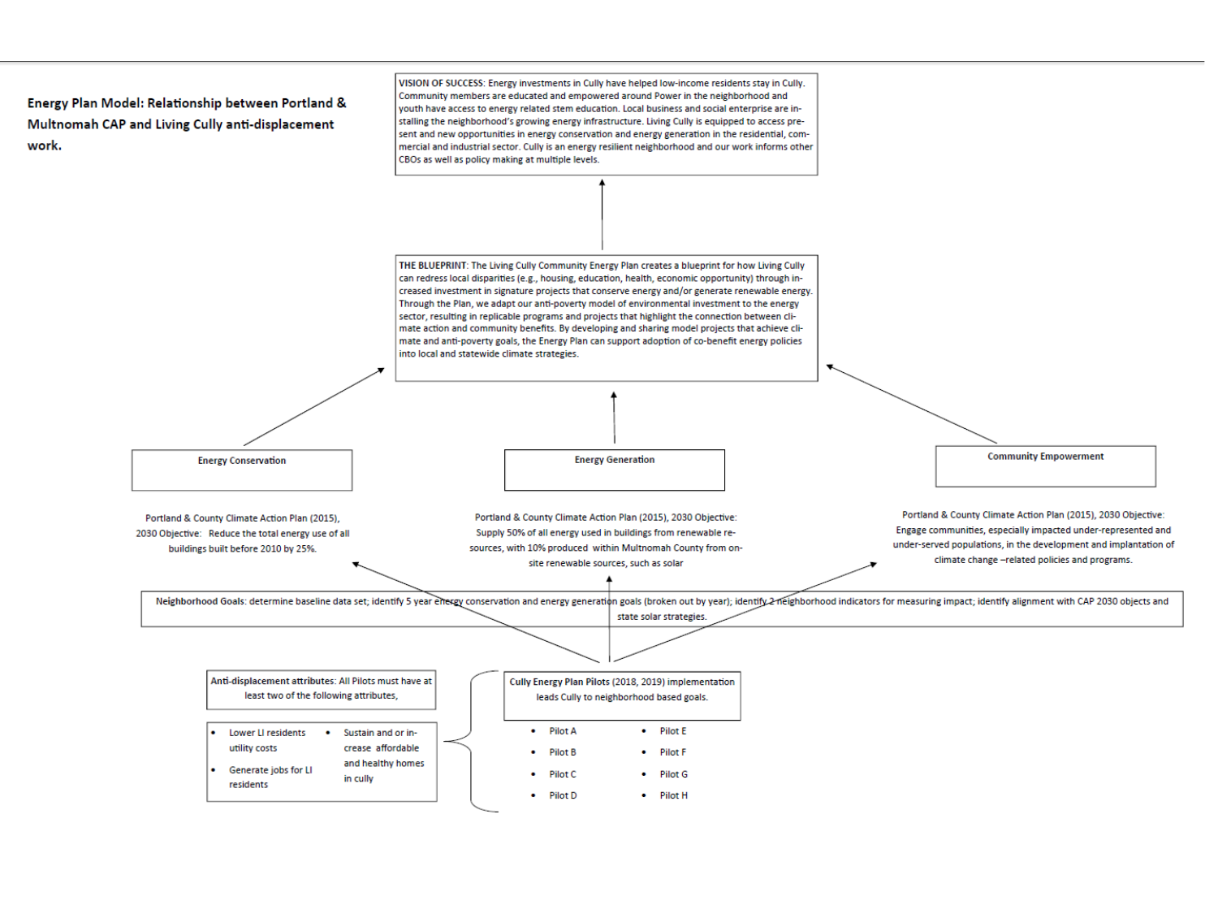**Energy Plan Model: Relationship between Portland & Multnomah CAP and Living Cully anti-displacement work.**

VISION OF SUCCESS: Energy investments in Cully have helped low-income residents stay in Cully. Community members are educated and empowered around Power in the neighborhood and youth have access to energy related stem education. Local business and social enterprise are installing the neighborhood's growing energy infrastructure. Living Cully is equipped to access present and new opportunities in energy conservation and energy generation in the residential, commercial and industrial sector. Cully is an energy resilient neighborhood and our work informs other CBOs as well as policy making at multiple levels.

THE BLUEPRINT: The Living Cully Community Energy Plan creates a blueprint for how Living Cully can redress local disparities (e.g., housing, education, health, economic opportunity) through increased investment in signature projects that conserve energy and/or generate renewable energy. Through the Plan, we adapt our anti-poverty model of environmental investment to the energy sector, resulting in replicable programs and projects that highlight the connection between climate action and community benefits. By developing and sharing model projects that achieve climate and anti-poverty goals, the Energy Plan can support adoption of co-benefit energy policies into local and statewide climate strategies.

**Energy Conservation**

Portland & County Climate Action Plan (2015), 2030 Objective: Reduce the total energy use of all buildings built before 2010 by 25%.

**Energy Generation**

Portland & County Climate Action Plan (2015), 2030 Objective: Supply 50% of all energy used in buildings from renewable resources, with 10% produced within Multnomah County from on-site renewable sources, such as solar

**Community Empowerment**

Portland & County Climate Action Plan (2015), 2030 Objective: Engage communities, especially impacted under-represented and under-served populations, in the development and implantation of climate change –related policies and programs.

Neighborhood Goals: determine baseline data set; identify 5 year energy conservation and energy generation goals (broken out by year); identify 2 neighborhood indicators for measuring impact; identify alignment with CAP 2030 objects and state solar strategies.

**Anti-displacement attributes**: All Pilots must have at least two of the following attributes,

- Lower LI residents utility costs
- Generate jobs for LI residents
- Sustain and or increase affordable and healthy homes in cully

**Cully Energy Plan Pilots** (2018, 2019) implementation leads Cully to neighborhood based goals.

- Pilot A
- Pilot B
- Pilot C
- Pilot D
- Pilot E
- Pilot F
- Pilot G
- Pilot H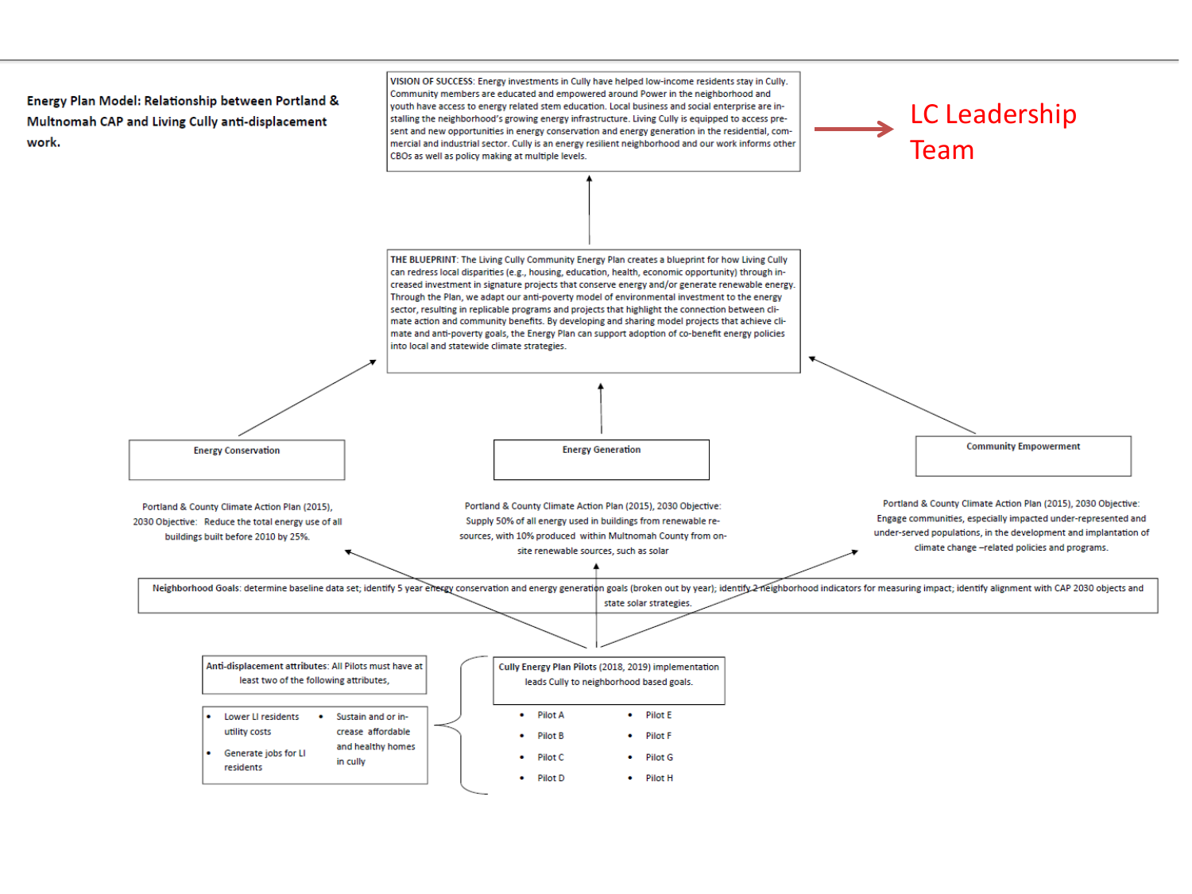**Energy Plan Model: Relationship between Portland & Multnomah CAP and Living Cully anti-displacement work.**

VISION OF SUCCESS: Energy investments in Cully have helped low-income residents stay in Cully. Community members are educated and empowered around Power in the neighborhood and youth have access to energy related stem education. Local business and social enterprise are installing the neighborhood's growing energy infrastructure. Living Cully is equipped to access present and new opportunities in energy conservation and energy generation in the residential, commercial and industrial sector. Cully is an energy resilient neighborhood and our work informs other CBOs as well as policy making at multiple levels.

LC Leadership Team

THE BLUEPRINT: The Living Cully Community Energy Plan creates a blueprint for how Living Cully can redress local disparities (e.g., housing, education, health, economic opportunity) through increased investment in signature projects that conserve energy and/or generate renewable energy. Through the Plan, we adapt our anti-poverty model of environmental investment to the energy sector, resulting in replicable programs and projects that highlight the connection between climate action and community benefits. By developing and sharing model projects that achieve climate and anti-poverty goals, the Energy Plan can support adoption of co-benefit energy policies into local and statewide climate strategies.

**Energy Conservation**

Portland & County Climate Action Plan (2015), 2030 Objective: Reduce the total energy use of all buildings built before 2010 by 25%.

**Energy Generation**

Portland & County Climate Action Plan (2015), 2030 Objective: Supply 50% of all energy used in buildings from renewable resources, with 10% produced within Multnomah County from on-site renewable sources, such as solar

**Community Empowerment**

Portland & County Climate Action Plan (2015), 2030 Objective: Engage communities, especially impacted under-represented and under-served populations, in the development and implantation of climate change –related policies and programs.

Neighborhood Goals: determine baseline data set; identify 5 year energy conservation and energy generation goals (broken out by year); identify 2 neighborhood indicators for measuring impact; identify alignment with CAP 2030 objects and state solar strategies.

**Anti-displacement attributes**: All Pilots must have at least two of the following attributes,

- Lower LI residents utility costs
- Generate jobs for LI residents
- Sustain and or increase affordable and healthy homes in cully

**Cully Energy Plan Pilots** (2018, 2019) implementation leads Cully to neighborhood based goals.

- Pilot A
- Pilot B
- Pilot C
- Pilot D
- Pilot E
- Pilot F
- Pilot G
- Pilot H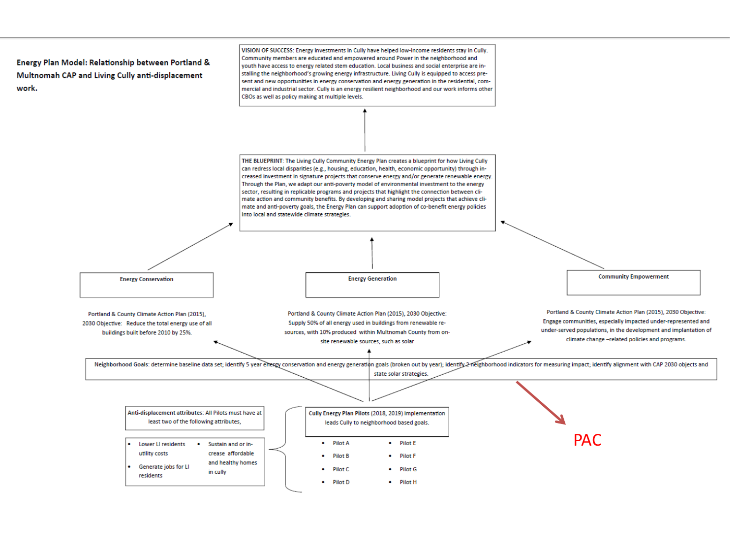**Energy Plan Model: Relationship between Portland & Multnomah CAP and Living Cully anti-displacement work.**

VISION OF SUCCESS: Energy investments in Cully have helped low-income residents stay in Cully. Community members are educated and empowered around Power in the neighborhood and youth have access to energy related stem education. Local business and social enterprise are in-stalling the neighborhood's growing energy infrastructure. Living Cully is equipped to access pre-sent and new opportunities in energy conservation and energy generation in the residential, com-mercial and industrial sector. Cully is an energy resilient neighborhood and our work informs other CBOs as well as policy making at multiple levels.

THE BLUEPRINT: The Living Cully Community Energy Plan creates a blueprint for how Living Cully can redress local disparities (e.g., housing, education, health, economic opportunity) through in-creased investment in signature projects that conserve energy and/or generate renewable energy. Through the Plan, we adapt our anti-poverty model of environmental investment to the energy sector, resulting in replicable programs and projects that highlight the connection between cli-mate action and community benefits. By developing and sharing model projects that achieve cli-mate and anti-poverty goals, the Energy Plan can support adoption of co-benefit energy policies into local and statewide climate strategies.

**Energy Conservation**

Portland & County Climate Action Plan (2015), 2030 Objective: Reduce the total energy use of all buildings built before 2010 by 25%.

**Energy Generation**

Portland & County Climate Action Plan (2015), 2030 Objective: Supply 50% of all energy used in buildings from renewable re-sources, with 10% produced within Multnomah County from on-site renewable sources, such as solar

**Community Empowerment**

Portland & County Climate Action Plan (2015), 2030 Objective: Engage communities, especially impacted under-represented and under-served populations, in the development and implantation of climate change –related policies and programs.

Neighborhood Goals: determine baseline data set; identify 5 year energy conservation and energy generation goals (broken out by year); identify 2 neighborhood indicators for measuring impact; identify alignment with CAP 2030 objects and state solar strategies.

PAC

**Anti-displacement attributes**: All Pilots must have at least two of the following attributes,

- Lower LI residents utility costs
- Generate jobs for LI residents
- Sustain and or in-crease affordable and healthy homes in cully

**Cully Energy Plan Pilots** (2018, 2019) implementation leads Cully to neighborhood based goals.

- Pilot A
- Pilot B
- Pilot C
- Pilot D
- Pilot E
- Pilot F
- Pilot G
- Pilot H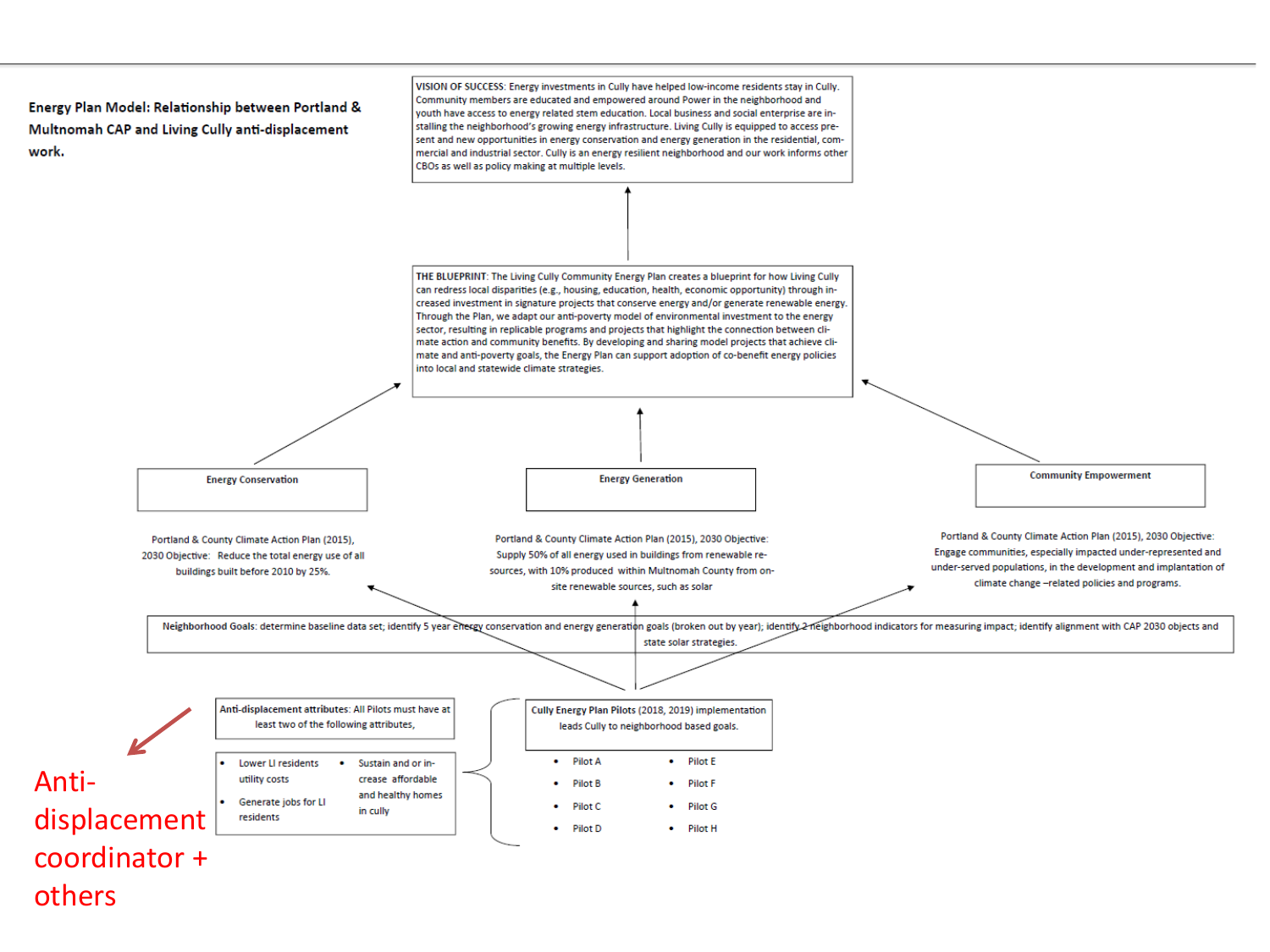**Energy Plan Model: Relationship between Portland & Multnomah CAP and Living Cully anti-displacement work.**

VISION OF SUCCESS: Energy investments in Cully have helped low-income residents stay in Cully. Community members are educated and empowered around Power in the neighborhood and youth have access to energy related stem education. Local business and social enterprise are installing the neighborhood's growing energy infrastructure. Living Cully is equipped to access present and new opportunities in energy conservation and energy generation in the residential, commercial and industrial sector. Cully is an energy resilient neighborhood and our work informs other CBOs as well as policy making at multiple levels.

THE BLUEPRINT: The Living Cully Community Energy Plan creates a blueprint for how Living Cully can redress local disparities (e.g., housing, education, health, economic opportunity) through increased investment in signature projects that conserve energy and/or generate renewable energy. Through the Plan, we adapt our anti-poverty model of environmental investment to the energy sector, resulting in replicable programs and projects that highlight the connection between climate action and community benefits. By developing and sharing model projects that achieve climate and anti-poverty goals, the Energy Plan can support adoption of co-benefit energy policies into local and statewide climate strategies.

**Energy Conservation**

Portland & County Climate Action Plan (2015), 2030 Objective: Reduce the total energy use of all buildings built before 2010 by 25%.

**Energy Generation**

Portland & County Climate Action Plan (2015), 2030 Objective: Supply 50% of all energy used in buildings from renewable resources, with 10% produced within Multnomah County from on-site renewable sources, such as solar

**Community Empowerment**

Portland & County Climate Action Plan (2015), 2030 Objective: Engage communities, especially impacted under-represented and under-served populations, in the development and implantation of climate change –related policies and programs.

Neighborhood Goals: determine baseline data set; identify 5 year energy conservation and energy generation goals (broken out by year); identify 2 neighborhood indicators for measuring impact; identify alignment with CAP 2030 objects and state solar strategies.

Anti-displacement attributes: All Pilots must have at least two of the following attributes,

- Lower LI residents utility costs
- Generate jobs for LI residents
- Sustain and or increase affordable and healthy homes in cully

Cully Energy Plan Pilots (2018, 2019) implementation leads Cully to neighborhood based goals.

- Pilot A
- Pilot B
- Pilot C
- Pilot D
- Pilot E
- Pilot F
- Pilot G
- Pilot H

Anti-displacement coordinator + others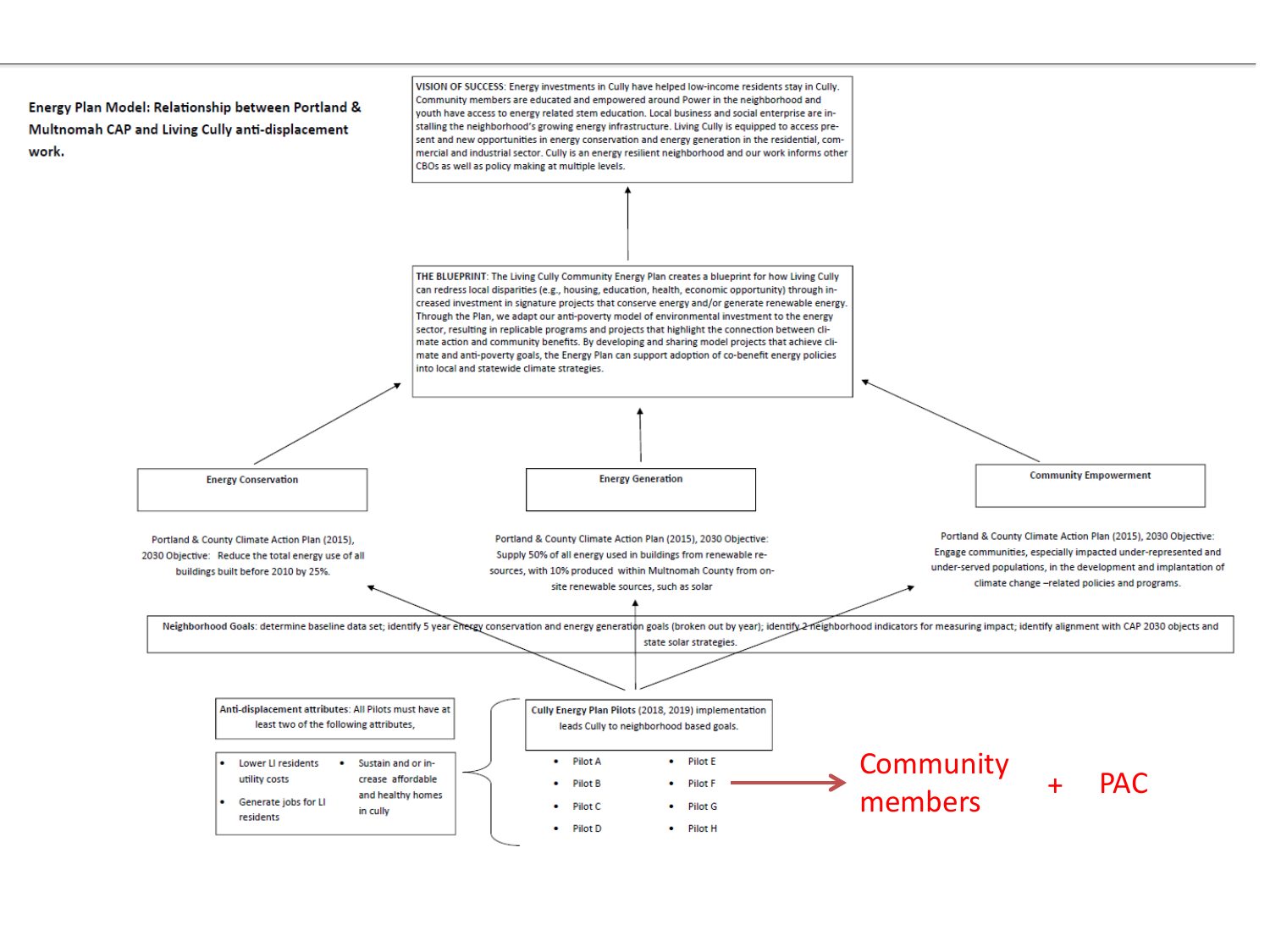**Energy Plan Model: Relationship between Portland & Multnomah CAP and Living Cully anti-displacement work.**

VISION OF SUCCESS: Energy investments in Cully have helped low-income residents stay in Cully. Community members are educated and empowered around Power in the neighborhood and youth have access to energy related stem education. Local business and social enterprise are installing the neighborhood's growing energy infrastructure. Living Cully is equipped to access present and new opportunities in energy conservation and energy generation in the residential, commercial and industrial sector. Cully is an energy resilient neighborhood and our work informs other CBOs as well as policy making at multiple levels.

THE BLUEPRINT: The Living Cully Community Energy Plan creates a blueprint for how Living Cully can redress local disparities (e.g., housing, education, health, economic opportunity) through increased investment in signature projects that conserve energy and/or generate renewable energy. Through the Plan, we adapt our anti-poverty model of environmental investment to the energy sector, resulting in replicable programs and projects that highlight the connection between climate action and community benefits. By developing and sharing model projects that achieve climate and anti-poverty goals, the Energy Plan can support adoption of co-benefit energy policies into local and statewide climate strategies.

**Energy Conservation**

Portland & County Climate Action Plan (2015), 2030 Objective: Reduce the total energy use of all buildings built before 2010 by 25%.

**Energy Generation**

Portland & County Climate Action Plan (2015), 2030 Objective: Supply 50% of all energy used in buildings from renewable resources, with 10% produced within Multnomah County from on-site renewable sources, such as solar

**Community Empowerment**

Portland & County Climate Action Plan (2015), 2030 Objective: Engage communities, especially impacted under-represented and under-served populations, in the development and implantation of climate change –related policies and programs.

Neighborhood Goals: determine baseline data set; identify 5 year energy conservation and energy generation goals (broken out by year); identify 2 neighborhood indicators for measuring impact; identify alignment with CAP 2030 objects and state solar strategies.

**Anti-displacement attributes**: All Pilots must have at least two of the following attributes,

- Lower LI residents utility costs
- Generate jobs for LI residents
- Sustain and or increase affordable and healthy homes in cully

**Cully Energy Plan Pilots** (2018, 2019) implementation leads Cully to neighborhood based goals.

- Pilot A
- Pilot B
- Pilot C
- Pilot D
- Pilot E
- Pilot F
- Pilot G
- Pilot H

Community members + PAC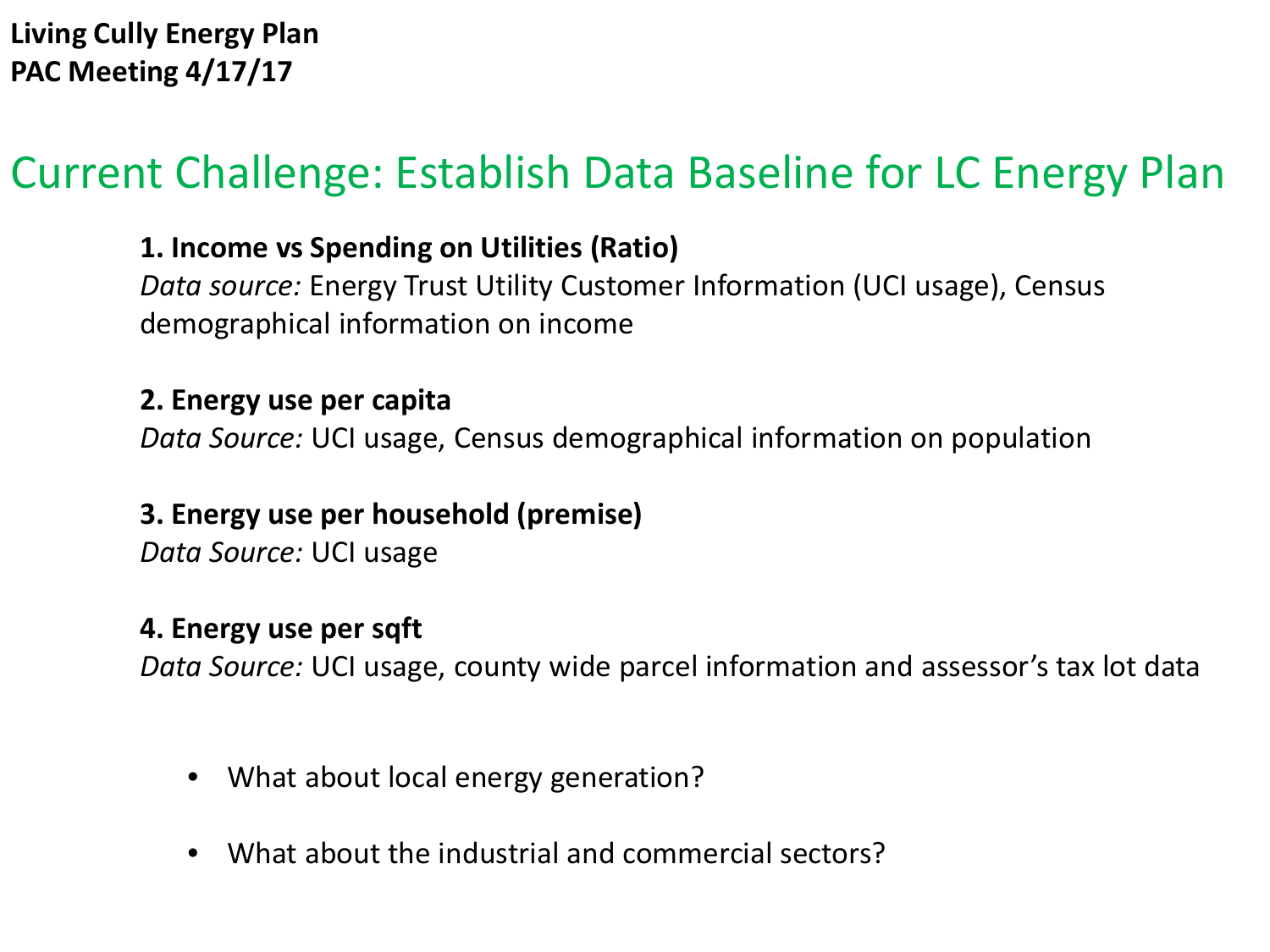**Living Cully Energy Plan**
**PAC Meeting 4/17/17**

## Current Challenge: Establish Data Baseline for LC Energy Plan

**1. Income vs Spending on Utilities (Ratio)**
*Data source:* Energy Trust Utility Customer Information (UCI usage), Census demographical information on income

**2. Energy use per capita**
*Data Source:* UCI usage, Census demographical information on population

**3. Energy use per household (premise)**
*Data Source:* UCI usage

**4. Energy use per sqft**
*Data Source:* UCI usage, county wide parcel information and assessor's tax lot data

- What about local energy generation?
- What about the industrial and commercial sectors?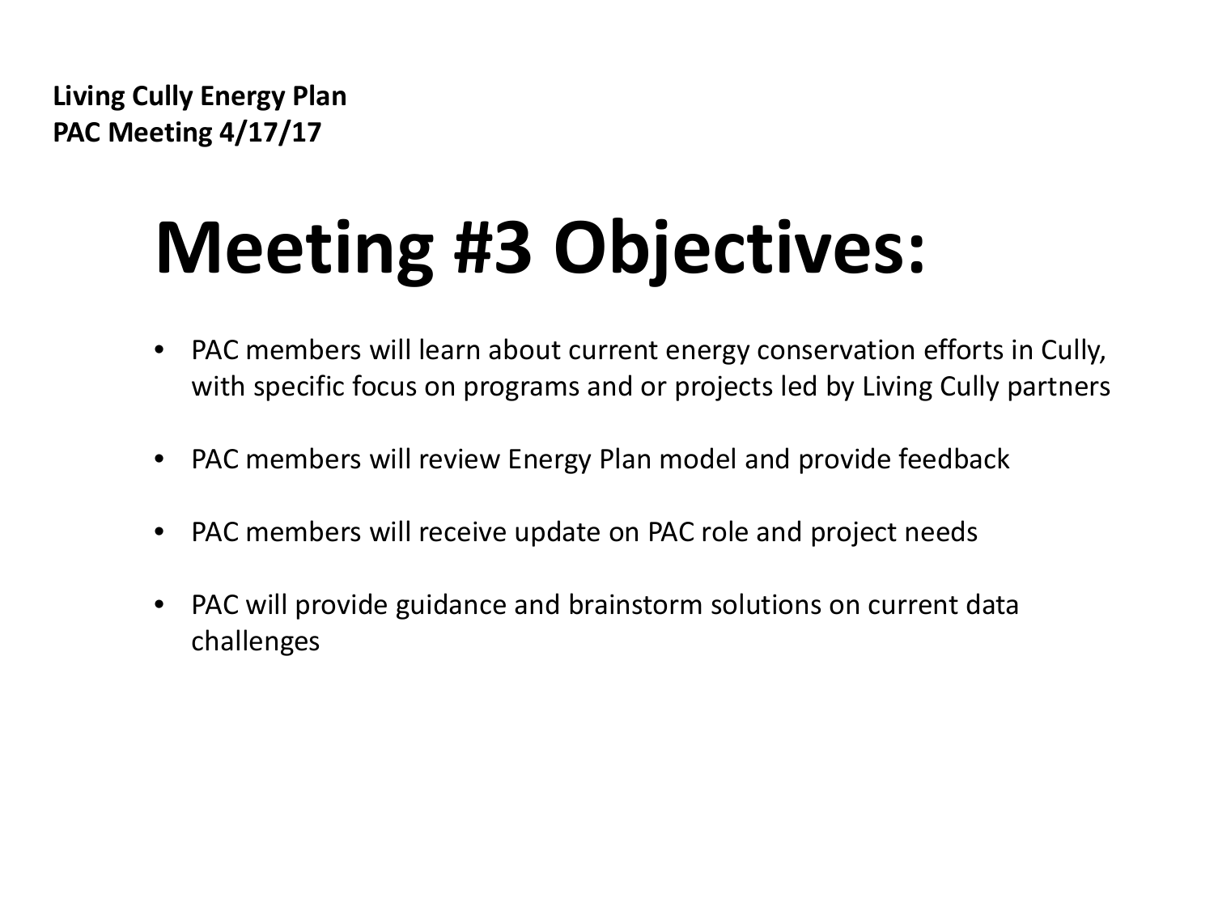**Living Cully Energy Plan**
**PAC Meeting 4/17/17**

# Meeting #3 Objectives:

- PAC members will learn about current energy conservation efforts in Cully, with specific focus on programs and or projects led by Living Cully partners
- PAC members will review Energy Plan model and provide feedback
- PAC members will receive update on PAC role and project needs
- PAC will provide guidance and brainstorm solutions on current data challenges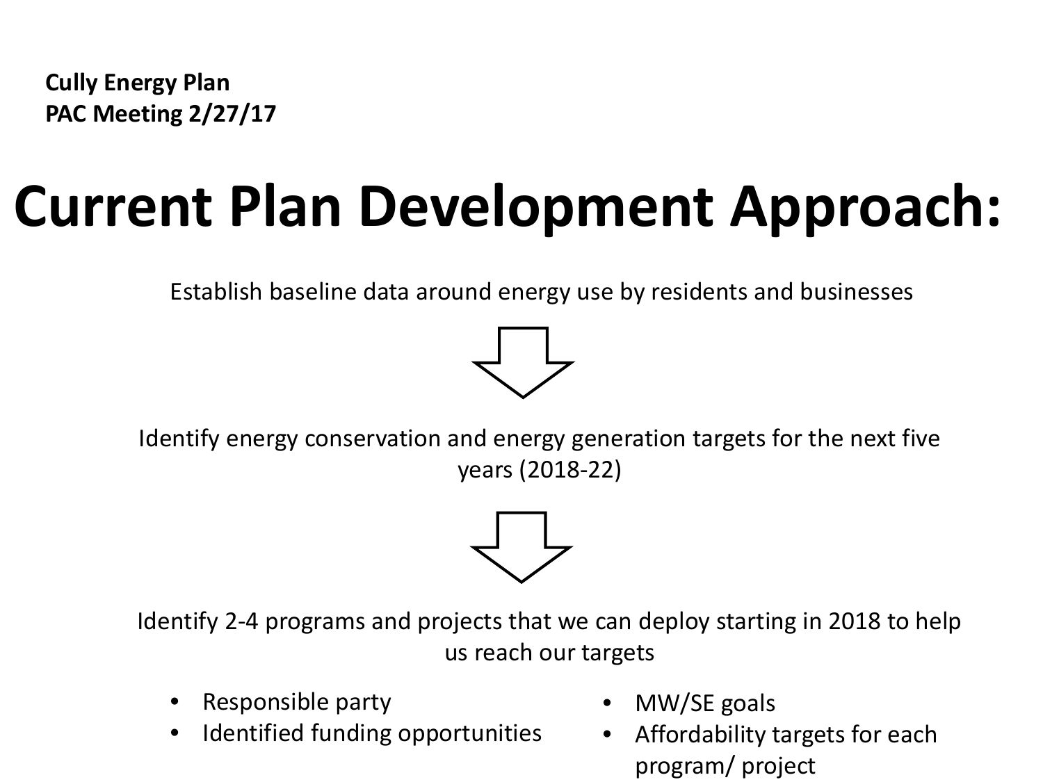**Cully Energy Plan**
**PAC Meeting 2/27/17**

# Current Plan Development Approach:

Establish baseline data around energy use by residents and businesses

↓

Identify energy conservation and energy generation targets for the next five years (2018-22)

↓

Identify 2-4 programs and projects that we can deploy starting in 2018 to help us reach our targets

- Responsible party
- Identified funding opportunities
- MW/SE goals
- Affordability targets for each program/ project